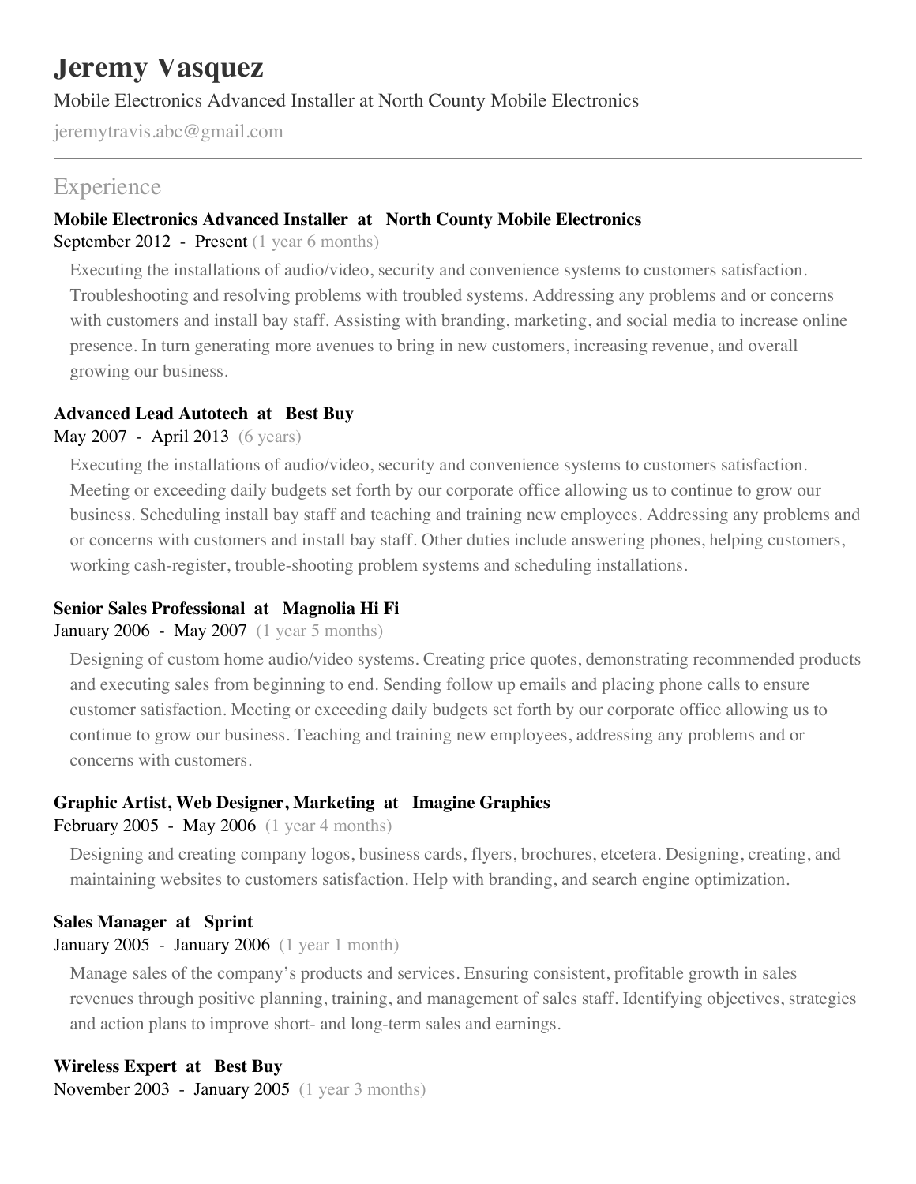# Jeremy Vasquez

Mobile Electronics Advanced Installer at North County Mobile Electronics

jeremytravis.abc@gmail.com

## Experience

### Mobile Electronics Advanced Installer at North County Mobile Electronics

September 2012 - Present (1 year 6 months)

Executing the installations of audio/video, security and convenience systems to customers satisfaction. Troubleshooting and resolving problems with troubled systems. Addressing any problems and or concerns with customers and install bay staff. Assisting with branding, marketing, and social media to increase online presence. In turn generating more avenues to bring in new customers, increasing revenue, and overall growing our business.

### Advanced Lead Autotech at Best Buy

May 2007 - April 2013 (6 years)

Executing the installations of audio/video, security and convenience systems to customers satisfaction. Meeting or exceeding daily budgets set forth by our corporate office allowing us to continue to grow our business. Scheduling install bay staff and teaching and training new employees. Addressing any problems and or concerns with customers and install bay staff. Other duties include answering phones, helping customers, working cash-register, trouble-shooting problem systems and scheduling installations.

### Senior Sales Professional at Magnolia Hi Fi

January 2006 - May 2007 (1 year 5 months)

Designing of custom home audio/video systems. Creating price quotes, demonstrating recommended products and executing sales from beginning to end. Sending follow up emails and placing phone calls to ensure customer satisfaction. Meeting or exceeding daily budgets set forth by our corporate office allowing us to continue to grow our business. Teaching and training new employees, addressing any problems and or concerns with customers.

### Graphic Artist, Web Designer, Marketing at Imagine Graphics

February 2005 - May 2006 (1 year 4 months)

Designing and creating company logos, business cards, flyers, brochures, etcetera. Designing, creating, and maintaining websites to customers satisfaction. Help with branding, and search engine optimization.

### Sales Manager at Sprint

January 2005 - January 2006 (1 year 1 month)

Manage sales of the company's products and services. Ensuring consistent, profitable growth in sales revenues through positive planning, training, and management of sales staff. Identifying objectives, strategies and action plans to improve short- and long-term sales and earnings.

### Wireless Expert at Best Buy

November 2003 - January 2005 (1 year 3 months)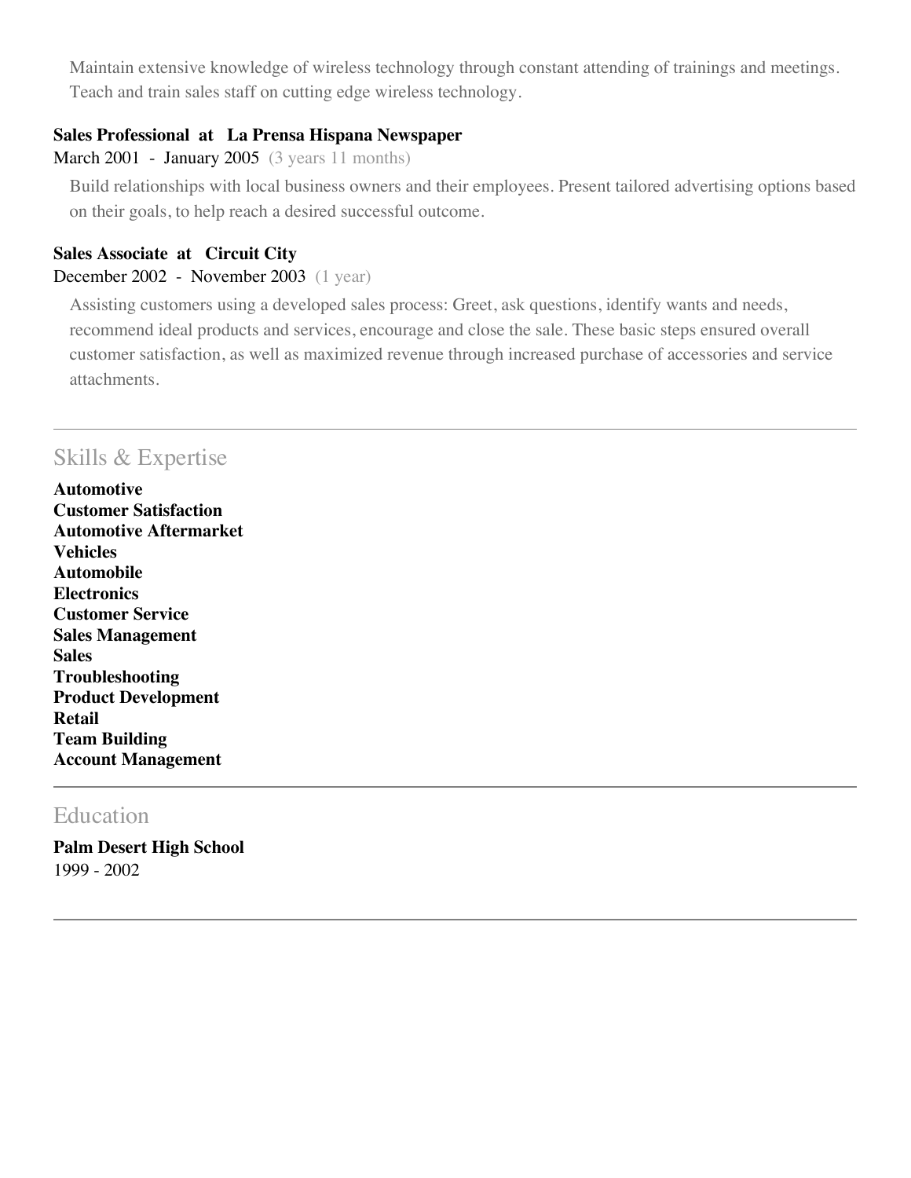Maintain extensive knowledge of wireless technology through constant attending of trainings and meetings. Teach and train sales staff on cutting edge wireless technology.

**Sales Professional at La Prensa Hispana Newspaper**

March 2001 - January 2005 (3 years 11 months)

Build relationships with local business owners and their employees. Present tailored advertising options based on their goals, to help reach a desired successful outcome.

**Sales Associate at Circuit City**

December 2002 - November 2003 (1 year)

Assisting customers using a developed sales process: Greet, ask questions, identify wants and needs, recommend ideal products and services, encourage and close the sale. These basic steps ensured overall customer satisfaction, as well as maximized revenue through increased purchase of accessories and service attachments.

## Skills & Expertise

**Automotive**
**Customer Satisfaction**
**Automotive Aftermarket**
**Vehicles**
**Automobile**
**Electronics**
**Customer Service**
**Sales Management**
**Sales**
**Troubleshooting**
**Product Development**
**Retail**
**Team Building**
**Account Management**

## Education

**Palm Desert High School**

1999 - 2002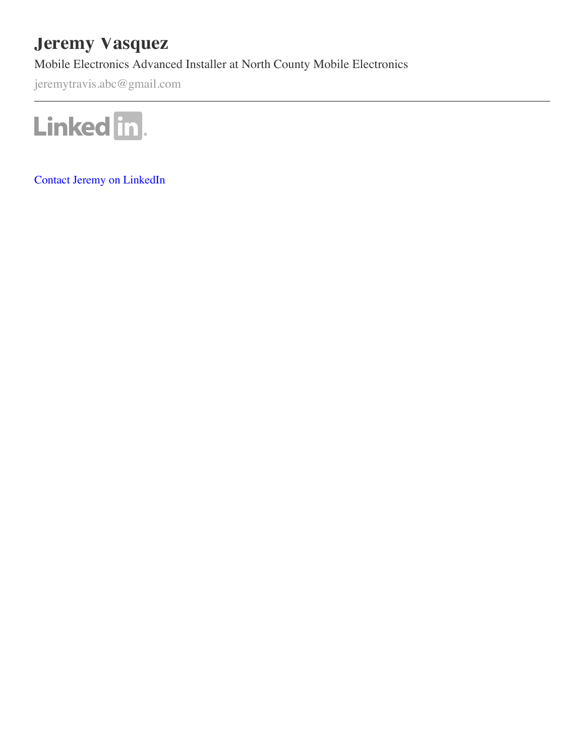# Jeremy Vasquez

Mobile Electronics Advanced Installer at North County Mobile Electronics

jeremytravis.abc@gmail.com

---

LinkedIn

Contact Jeremy on LinkedIn